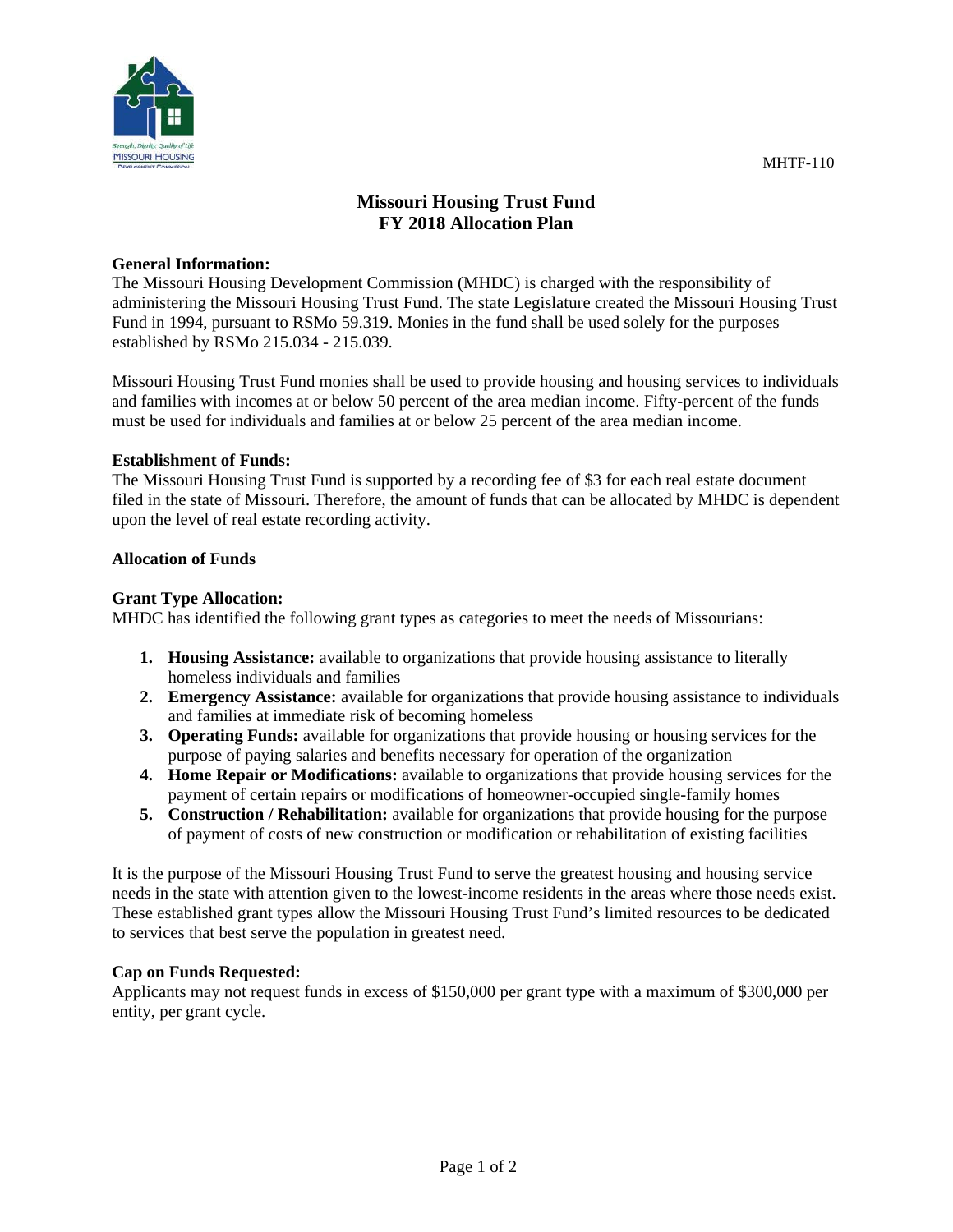MHTF-110

# Missouri Housing Trust Fund
# FY 2018 Allocation Plan

**General Information:**

The Missouri Housing Development Commission (MHDC) is charged with the responsibility of administering the Missouri Housing Trust Fund. The state Legislature created the Missouri Housing Trust Fund in 1994, pursuant to RSMo 59.319. Monies in the fund shall be used solely for the purposes established by RSMo 215.034 - 215.039.

Missouri Housing Trust Fund monies shall be used to provide housing and housing services to individuals and families with incomes at or below 50 percent of the area median income. Fifty-percent of the funds must be used for individuals and families at or below 25 percent of the area median income.

**Establishment of Funds:**

The Missouri Housing Trust Fund is supported by a recording fee of $3 for each real estate document filed in the state of Missouri. Therefore, the amount of funds that can be allocated by MHDC is dependent upon the level of real estate recording activity.

**Allocation of Funds**

**Grant Type Allocation:**

MHDC has identified the following grant types as categories to meet the needs of Missourians:

1. **Housing Assistance:** available to organizations that provide housing assistance to literally homeless individuals and families
2. **Emergency Assistance:** available for organizations that provide housing assistance to individuals and families at immediate risk of becoming homeless
3. **Operating Funds:** available for organizations that provide housing or housing services for the purpose of paying salaries and benefits necessary for operation of the organization
4. **Home Repair or Modifications:** available to organizations that provide housing services for the payment of certain repairs or modifications of homeowner-occupied single-family homes
5. **Construction / Rehabilitation:** available for organizations that provide housing for the purpose of payment of costs of new construction or modification or rehabilitation of existing facilities

It is the purpose of the Missouri Housing Trust Fund to serve the greatest housing and housing service needs in the state with attention given to the lowest-income residents in the areas where those needs exist. These established grant types allow the Missouri Housing Trust Fund's limited resources to be dedicated to services that best serve the population in greatest need.

**Cap on Funds Requested:**

Applicants may not request funds in excess of $150,000 per grant type with a maximum of $300,000 per entity, per grant cycle.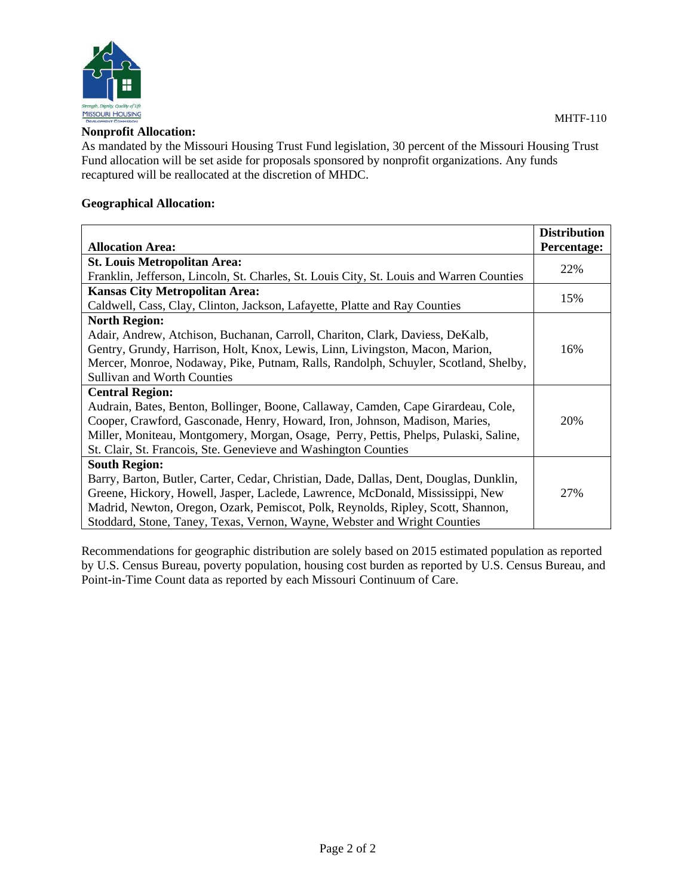MHTF-110

**Nonprofit Allocation:**

As mandated by the Missouri Housing Trust Fund legislation, 30 percent of the Missouri Housing Trust Fund allocation will be set aside for proposals sponsored by nonprofit organizations. Any funds recaptured will be reallocated at the discretion of MHDC.

**Geographical Allocation:**

| Allocation Area: | Distribution Percentage: |
|---|---|
| **St. Louis Metropolitan Area:** Franklin, Jefferson, Lincoln, St. Charles, St. Louis City, St. Louis and Warren Counties | 22% |
| **Kansas City Metropolitan Area:** Caldwell, Cass, Clay, Clinton, Jackson, Lafayette, Platte and Ray Counties | 15% |
| **North Region:** Adair, Andrew, Atchison, Buchanan, Carroll, Chariton, Clark, Daviess, DeKalb, Gentry, Grundy, Harrison, Holt, Knox, Lewis, Linn, Livingston, Macon, Marion, Mercer, Monroe, Nodaway, Pike, Putnam, Ralls, Randolph, Schuyler, Scotland, Shelby, Sullivan and Worth Counties | 16% |
| **Central Region:** Audrain, Bates, Benton, Bollinger, Boone, Callaway, Camden, Cape Girardeau, Cole, Cooper, Crawford, Gasconade, Henry, Howard, Iron, Johnson, Madison, Maries, Miller, Moniteau, Montgomery, Morgan, Osage, Perry, Pettis, Phelps, Pulaski, Saline, St. Clair, St. Francois, Ste. Genevieve and Washington Counties | 20% |
| **South Region:** Barry, Barton, Butler, Carter, Cedar, Christian, Dade, Dallas, Dent, Douglas, Dunklin, Greene, Hickory, Howell, Jasper, Laclede, Lawrence, McDonald, Mississippi, New Madrid, Newton, Oregon, Ozark, Pemiscot, Polk, Reynolds, Ripley, Scott, Shannon, Stoddard, Stone, Taney, Texas, Vernon, Wayne, Webster and Wright Counties | 27% |

Recommendations for geographic distribution are solely based on 2015 estimated population as reported by U.S. Census Bureau, poverty population, housing cost burden as reported by U.S. Census Bureau, and Point-in-Time Count data as reported by each Missouri Continuum of Care.